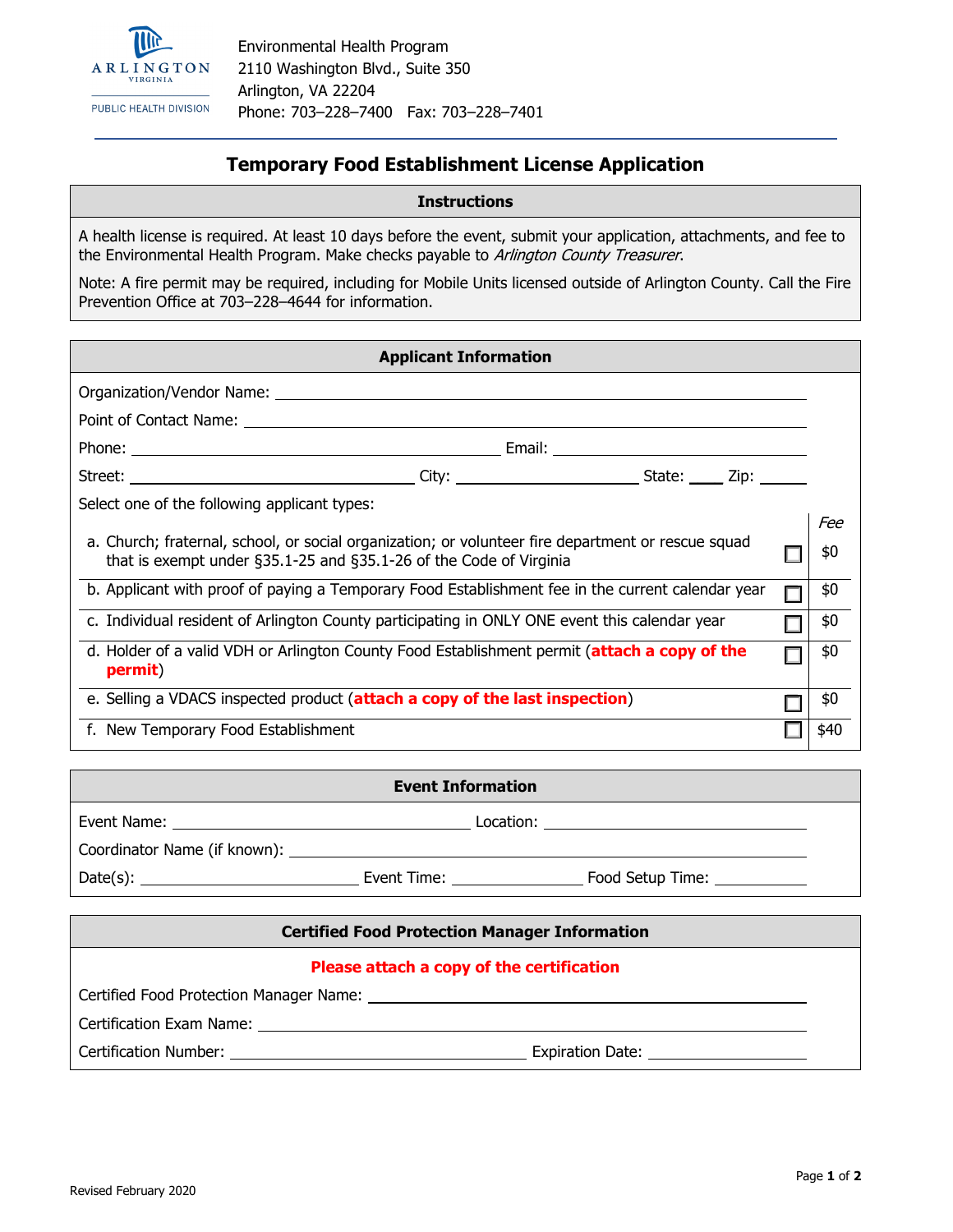ARLINGTON VIRGINIA

PUBLIC HEALTH DIVISION

Environmental Health Program
2110 Washington Blvd., Suite 350
Arlington, VA 22204
Phone: 703–228–7400 Fax: 703–228–7401

# Temporary Food Establishment License Application

## Instructions

A health license is required. At least 10 days before the event, submit your application, attachments, and fee to the Environmental Health Program. Make checks payable to *Arlington County Treasurer*.

Note: A fire permit may be required, including for Mobile Units licensed outside of Arlington County. Call the Fire Prevention Office at 703–228–4644 for information.

## Applicant Information

Organization/Vendor Name: ______________________________

Point of Contact Name: ______________________________

Phone: ______________________ Email: ______________________

Street: ______________________ City: ______________ State: ____ Zip: ______

Select one of the following applicant types:

| Applicant type | | *Fee* |
|---|---|---|
| a. Church; fraternal, school, or social organization; or volunteer fire department or rescue squad that is exempt under §35.1-25 and §35.1-26 of the Code of Virginia | ☐ | $0 |
| b. Applicant with proof of paying a Temporary Food Establishment fee in the current calendar year | ☐ | $0 |
| c. Individual resident of Arlington County participating in ONLY ONE event this calendar year | ☐ | $0 |
| d. Holder of a valid VDH or Arlington County Food Establishment permit (**attach a copy of the permit**) | ☐ | $0 |
| e. Selling a VDACS inspected product (**attach a copy of the last inspection**) | ☐ | $0 |
| f. New Temporary Food Establishment | ☐ | $40 |

## Event Information

Event Name: ______________________ Location: ______________________

Coordinator Name (if known): ______________________________

Date(s): ______________ Event Time: ____________ Food Setup Time: ____________

## Certified Food Protection Manager Information

**Please attach a copy of the certification**

Certified Food Protection Manager Name: ______________________________

Certification Exam Name: ______________________________

Certification Number: ______________________ Expiration Date: ______________

Revised February 2020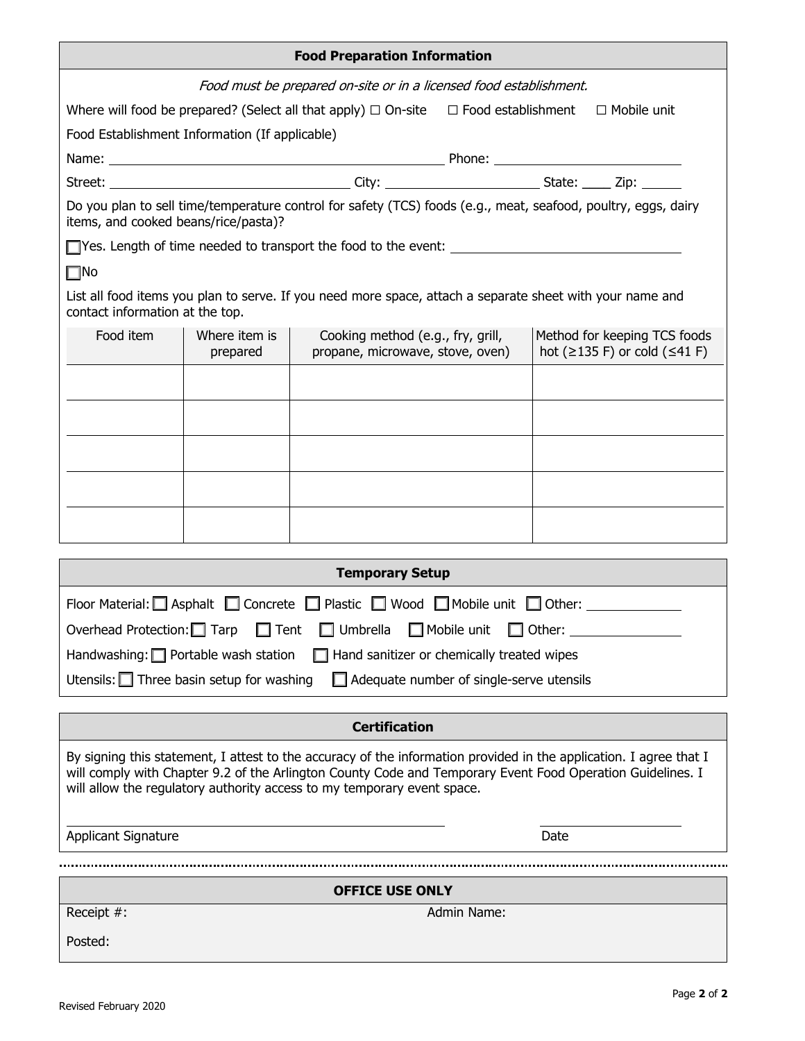## Food Preparation Information

*Food must be prepared on-site or in a licensed food establishment.*

Where will food be prepared? (Select all that apply) ☐ On-site ☐ Food establishment ☐ Mobile unit

Food Establishment Information (If applicable)

Name: \_\_\_\_\_\_\_\_\_\_\_\_\_\_\_\_\_\_\_\_ Phone: \_\_\_\_\_\_\_\_\_\_\_\_\_\_\_\_\_\_\_\_

Street: \_\_\_\_\_\_\_\_\_\_\_\_\_\_\_\_\_\_\_\_ City: \_\_\_\_\_\_\_\_\_\_\_\_\_\_\_\_\_\_\_\_ State: \_\_\_\_ Zip: \_\_\_\_\_\_

Do you plan to sell time/temperature control for safety (TCS) foods (e.g., meat, seafood, poultry, eggs, dairy items, and cooked beans/rice/pasta)?

☐ Yes. Length of time needed to transport the food to the event: \_\_\_\_\_\_\_\_\_\_\_\_\_\_\_\_\_\_\_\_

☐ No

List all food items you plan to serve. If you need more space, attach a separate sheet with your name and contact information at the top.

| Food item | Where item is prepared | Cooking method (e.g., fry, grill, propane, microwave, stove, oven) | Method for keeping TCS foods hot (≥135 F) or cold (≤41 F) |
|---|---|---|---|
| | | | |
| | | | |
| | | | |
| | | | |
| | | | |

## Temporary Setup

Floor Material: ☐ Asphalt ☐ Concrete ☐ Plastic ☐ Wood ☐ Mobile unit ☐ Other: \_\_\_\_\_\_\_\_\_\_\_\_

Overhead Protection: ☐ Tarp ☐ Tent ☐ Umbrella ☐ Mobile unit ☐ Other: \_\_\_\_\_\_\_\_\_\_\_\_

Handwashing: ☐ Portable wash station ☐ Hand sanitizer or chemically treated wipes

Utensils: ☐ Three basin setup for washing ☐ Adequate number of single-serve utensils

## Certification

By signing this statement, I attest to the accuracy of the information provided in the application. I agree that I will comply with Chapter 9.2 of the Arlington County Code and Temporary Event Food Operation Guidelines. I will allow the regulatory authority access to my temporary event space.

\_\_\_\_\_\_\_\_\_\_\_\_\_\_\_\_\_\_\_\_\_\_\_\_\_\_\_\_\_\_ \_\_\_\_\_\_\_\_\_\_\_\_\_\_\_\_

Applicant Signature Date

## OFFICE USE ONLY

Receipt #: Admin Name:

Posted:

Revised February 2020